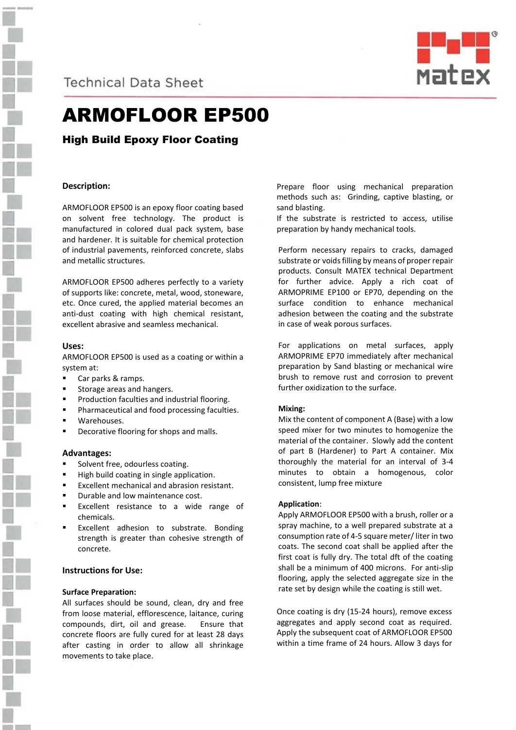Technical Data Sheet

# ARMOFLOOR EP500

## High Build Epoxy Floor Coating

### Description:

ARMOFLOOR EP500 is an epoxy floor coating based on solvent free technology. The product is manufactured in colored dual pack system, base and hardener. It is suitable for chemical protection of industrial pavements, reinforced concrete, slabs and metallic structures.

ARMOFLOOR EP500 adheres perfectly to a variety of supports like: concrete, metal, wood, stoneware, etc. Once cured, the applied material becomes an anti-dust coating with high chemical resistant, excellent abrasive and seamless mechanical.

### Uses:

ARMOFLOOR EP500 is used as a coating or within a system at:

- Car parks & ramps.
- Storage areas and hangers.
- Production faculties and industrial flooring.
- Pharmaceutical and food processing faculties.
- Warehouses.
- Decorative flooring for shops and malls.

### Advantages:

- Solvent free, odourless coating.
- High build coating in single application.
- Excellent mechanical and abrasion resistant.
- Durable and low maintenance cost.
- Excellent resistance to a wide range of chemicals.
- Excellent adhesion to substrate. Bonding strength is greater than cohesive strength of concrete.

### Instructions for Use:

#### Surface Preparation:

All surfaces should be sound, clean, dry and free from loose material, efflorescence, laitance, curing compounds, dirt, oil and grease. Ensure that concrete floors are fully cured for at least 28 days after casting in order to allow all shrinkage movements to take place.

Prepare floor using mechanical preparation methods such as: Grinding, captive blasting, or sand blasting.
If the substrate is restricted to access, utilise preparation by handy mechanical tools.

Perform necessary repairs to cracks, damaged substrate or voids filling by means of proper repair products. Consult MATEX technical Department for further advice. Apply a rich coat of ARMOPRIME EP100 or EP70, depending on the surface condition to enhance mechanical adhesion between the coating and the substrate in case of weak porous surfaces.

For applications on metal surfaces, apply ARMOPRIME EP70 immediately after mechanical preparation by Sand blasting or mechanical wire brush to remove rust and corrosion to prevent further oxidization to the surface.

#### Mixing:

Mix the content of component A (Base) with a low speed mixer for two minutes to homogenize the material of the container. Slowly add the content of part B (Hardener) to Part A container. Mix thoroughly the material for an interval of 3-4 minutes to obtain a homogenous, color consistent, lump free mixture

#### Application:

Apply ARMOFLOOR EP500 with a brush, roller or a spray machine, to a well prepared substrate at a consumption rate of 4-5 square meter/ liter in two coats. The second coat shall be applied after the first coat is fully dry. The total dft of the coating shall be a minimum of 400 microns. For anti-slip flooring, apply the selected aggregate size in the rate set by design while the coating is still wet.

Once coating is dry (15-24 hours), remove excess aggregates and apply second coat as required. Apply the subsequent coat of ARMOFLOOR EP500 within a time frame of 24 hours. Allow 3 days for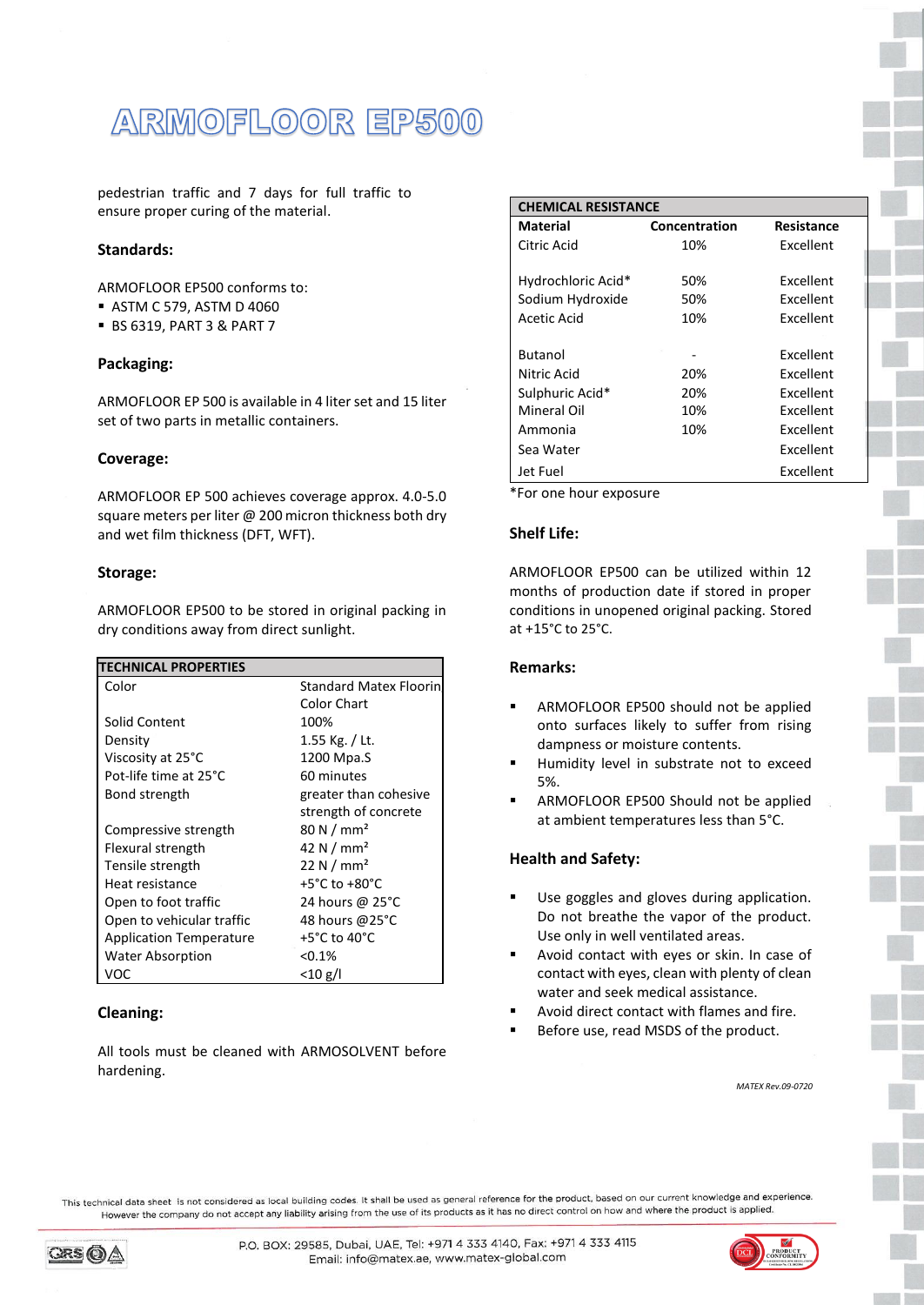# ARMOFLOOR EP500

pedestrian traffic and 7 days for full traffic to ensure proper curing of the material.

### Standards:

ARMOFLOOR EP500 conforms to:

- ASTM C 579, ASTM D 4060
- BS 6319, PART 3 & PART 7

### Packaging:

ARMOFLOOR EP 500 is available in 4 liter set and 15 liter set of two parts in metallic containers.

### Coverage:

ARMOFLOOR EP 500 achieves coverage approx. 4.0-5.0 square meters per liter @ 200 micron thickness both dry and wet film thickness (DFT, WFT).

### Storage:

ARMOFLOOR EP500 to be stored in original packing in dry conditions away from direct sunlight.

| TECHNICAL PROPERTIES | |
|---|---|
| Color | Standard Matex Floorin Color Chart |
| Solid Content | 100% |
| Density | 1.55 Kg. / Lt. |
| Viscosity at 25°C | 1200 Mpa.S |
| Pot-life time at 25°C | 60 minutes |
| Bond strength | greater than cohesive strength of concrete |
| Compressive strength | 80 N / mm² |
| Flexural strength | 42 N / mm² |
| Tensile strength | 22 N / mm² |
| Heat resistance | +5°C to +80°C |
| Open to foot traffic | 24 hours @ 25°C |
| Open to vehicular traffic | 48 hours @25°C |
| Application Temperature | +5°C to 40°C |
| Water Absorption | <0.1% |
| VOC | <10 g/l |

### Cleaning:

All tools must be cleaned with ARMOSOLVENT before hardening.

| CHEMICAL RESISTANCE | | |
|---|---|---|
| **Material** | **Concentration** | **Resistance** |
| Citric Acid | 10% | Excellent |
| Hydrochloric Acid* | 50% | Excellent |
| Sodium Hydroxide | 50% | Excellent |
| Acetic Acid | 10% | Excellent |
| Butanol | - | Excellent |
| Nitric Acid | 20% | Excellent |
| Sulphuric Acid* | 20% | Excellent |
| Mineral Oil | 10% | Excellent |
| Ammonia | 10% | Excellent |
| Sea Water | | Excellent |
| Jet Fuel | | Excellent |

*For one hour exposure

### Shelf Life:

ARMOFLOOR EP500 can be utilized within 12 months of production date if stored in proper conditions in unopened original packing. Stored at +15°C to 25°C.

### Remarks:

- ARMOFLOOR EP500 should not be applied onto surfaces likely to suffer from rising dampness or moisture contents.
- Humidity level in substrate not to exceed 5%.
- ARMOFLOOR EP500 Should not be applied at ambient temperatures less than 5°C.

### Health and Safety:

- Use goggles and gloves during application. Do not breathe the vapor of the product. Use only in well ventilated areas.
- Avoid contact with eyes or skin. In case of contact with eyes, clean with plenty of clean water and seek medical assistance.
- Avoid direct contact with flames and fire.
- Before use, read MSDS of the product.

*MATEX Rev.09-0720*

This technical data sheet is not considered as local building codes. It shall be used as general reference for the product, based on our current knowledge and experience. However the company do not accept any liability arising from the use of its products as it has no direct control on how and where the product is applied.

P.O. BOX: 29585, Dubai, UAE, Tel: +971 4 333 4140, Fax: +971 4 333 4115
Email: info@matex.ae, www.matex-global.com